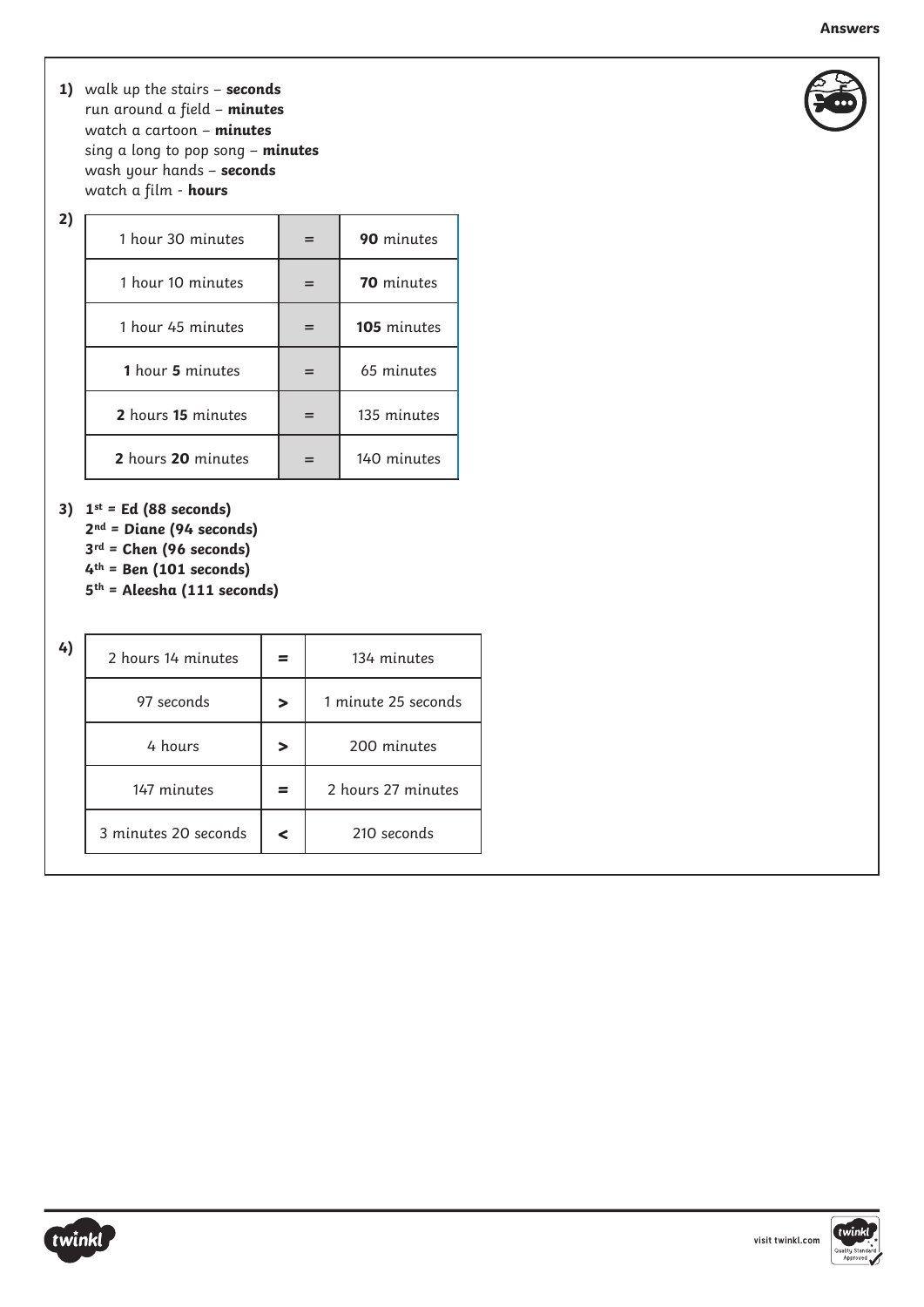**Answers**

1) walk up the stairs – **seconds**
run around a field – **minutes**
watch a cartoon – **minutes**
sing a long to pop song – **minutes**
wash your hands – **seconds**
watch a film - **hours**

2)

| | | |
|---|---|---|
| 1 hour 30 minutes | = | **90** minutes |
| 1 hour 10 minutes | = | **70** minutes |
| 1 hour 45 minutes | = | **105** minutes |
| **1** hour **5** minutes | = | 65 minutes |
| **2** hours **15** minutes | = | 135 minutes |
| **2** hours **20** minutes | = | 140 minutes |

3) **1st = Ed (88 seconds)**
**2nd = Diane (94 seconds)**
**3rd = Chen (96 seconds)**
**4th = Ben (101 seconds)**
**5th = Aleesha (111 seconds)**

4)

| | | |
|---|---|---|
| 2 hours 14 minutes | **=** | 134 minutes |
| 97 seconds | **>** | 1 minute 25 seconds |
| 4 hours | **>** | 200 minutes |
| 147 minutes | **=** | 2 hours 27 minutes |
| 3 minutes 20 seconds | **<** | 210 seconds |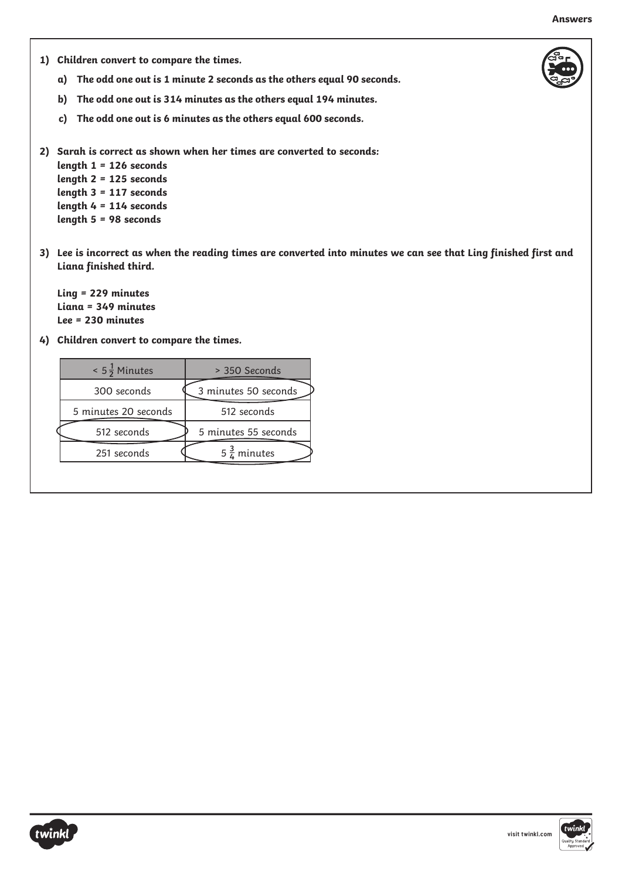**Answers**

1) ***Children convert to compare the times.***

   a) ***The odd one out is 1 minute 2 seconds as the others equal 90 seconds.***

   b) ***The odd one out is 314 minutes as the others equal 194 minutes.***

   c) ***The odd one out is 6 minutes as the others equal 600 seconds.***

2) ***Sarah is correct as shown when her times are converted to seconds:***
   ***length 1 = 126 seconds***
   ***length 2 = 125 seconds***
   ***length 3 = 117 seconds***
   ***length 4 = 114 seconds***
   ***length 5 = 98 seconds***

3) ***Lee is incorrect as when the reading times are converted into minutes we can see that Ling finished first and Liana finished third.***

   ***Ling = 229 minutes***
   ***Liana = 349 minutes***
   ***Lee = 230 minutes***

4) ***Children convert to compare the times.***

| < $5\frac{1}{2}$ Minutes | > 350 Seconds |
| --- | --- |
| 300 seconds | 3 minutes 50 seconds (circled) |
| 5 minutes 20 seconds | 512 seconds |
| 512 seconds (circled) | 5 minutes 55 seconds |
| 251 seconds | $5\frac{3}{4}$ minutes (circled) |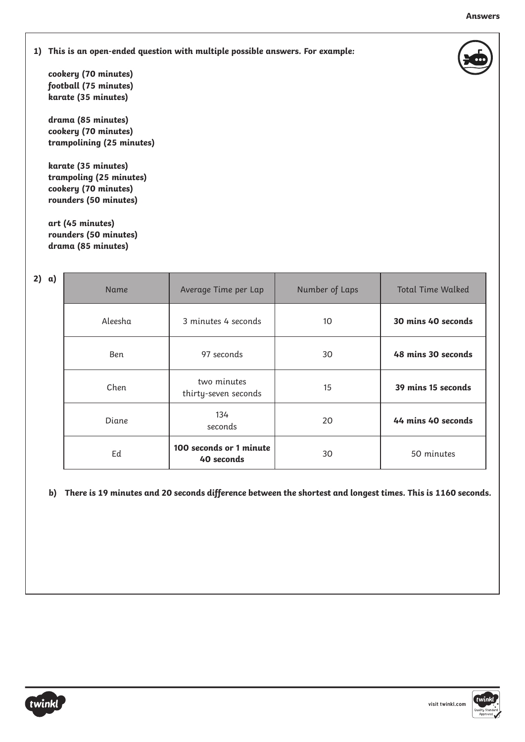**Answers**

1) ***This is an open-ended question with multiple possible answers. For example:***

***cookery (70 minutes)***
***football (75 minutes)***
***karate (35 minutes)***

***drama (85 minutes)***
***cookery (70 minutes)***
***trampolining (25 minutes)***

***karate (35 minutes)***
***trampoling (25 minutes)***
***cookery (70 minutes)***
***rounders (50 minutes)***

***art (45 minutes)***
***rounders (50 minutes)***
***drama (85 minutes)***

2) a)

| Name | Average Time per Lap | Number of Laps | Total Time Walked |
|---|---|---|---|
| Aleesha | 3 minutes 4 seconds | 10 | **30 mins 40 seconds** |
| Ben | 97 seconds | 30 | **48 mins 30 seconds** |
| Chen | two minutes thirty-seven seconds | 15 | **39 mins 15 seconds** |
| Diane | 134 seconds | 20 | **44 mins 40 seconds** |
| Ed | **100 seconds or 1 minute 40 seconds** | 30 | 50 minutes |

b) ***There is 19 minutes and 20 seconds difference between the shortest and longest times. This is 1160 seconds.***